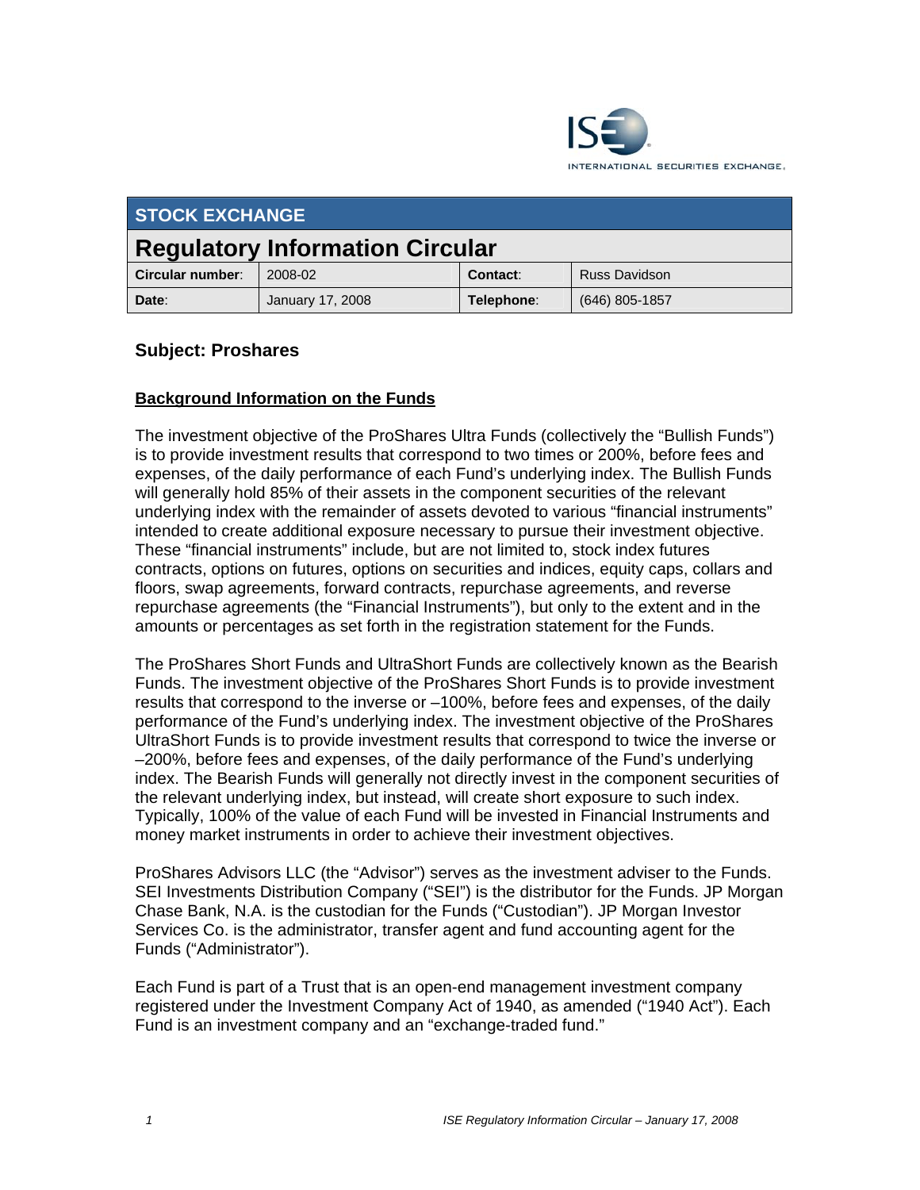## STOCK EXCHANGE

# Regulatory Information Circular

| **Circular number**: | 2008-02 | **Contact**: | Russ Davidson |
|---|---|---|---|
| **Date**: | January 17, 2008 | **Telephone**: | (646) 805-1857 |

### Subject: Proshares

**Background Information on the Funds**

The investment objective of the ProShares Ultra Funds (collectively the "Bullish Funds") is to provide investment results that correspond to two times or 200%, before fees and expenses, of the daily performance of each Fund's underlying index. The Bullish Funds will generally hold 85% of their assets in the component securities of the relevant underlying index with the remainder of assets devoted to various "financial instruments" intended to create additional exposure necessary to pursue their investment objective. These "financial instruments" include, but are not limited to, stock index futures contracts, options on futures, options on securities and indices, equity caps, collars and floors, swap agreements, forward contracts, repurchase agreements, and reverse repurchase agreements (the "Financial Instruments"), but only to the extent and in the amounts or percentages as set forth in the registration statement for the Funds.

The ProShares Short Funds and UltraShort Funds are collectively known as the Bearish Funds. The investment objective of the ProShares Short Funds is to provide investment results that correspond to the inverse or –100%, before fees and expenses, of the daily performance of the Fund's underlying index. The investment objective of the ProShares UltraShort Funds is to provide investment results that correspond to twice the inverse or –200%, before fees and expenses, of the daily performance of the Fund's underlying index. The Bearish Funds will generally not directly invest in the component securities of the relevant underlying index, but instead, will create short exposure to such index. Typically, 100% of the value of each Fund will be invested in Financial Instruments and money market instruments in order to achieve their investment objectives.

ProShares Advisors LLC (the "Advisor") serves as the investment adviser to the Funds. SEI Investments Distribution Company ("SEI") is the distributor for the Funds. JP Morgan Chase Bank, N.A. is the custodian for the Funds ("Custodian"). JP Morgan Investor Services Co. is the administrator, transfer agent and fund accounting agent for the Funds ("Administrator").

Each Fund is part of a Trust that is an open-end management investment company registered under the Investment Company Act of 1940, as amended ("1940 Act"). Each Fund is an investment company and an "exchange-traded fund."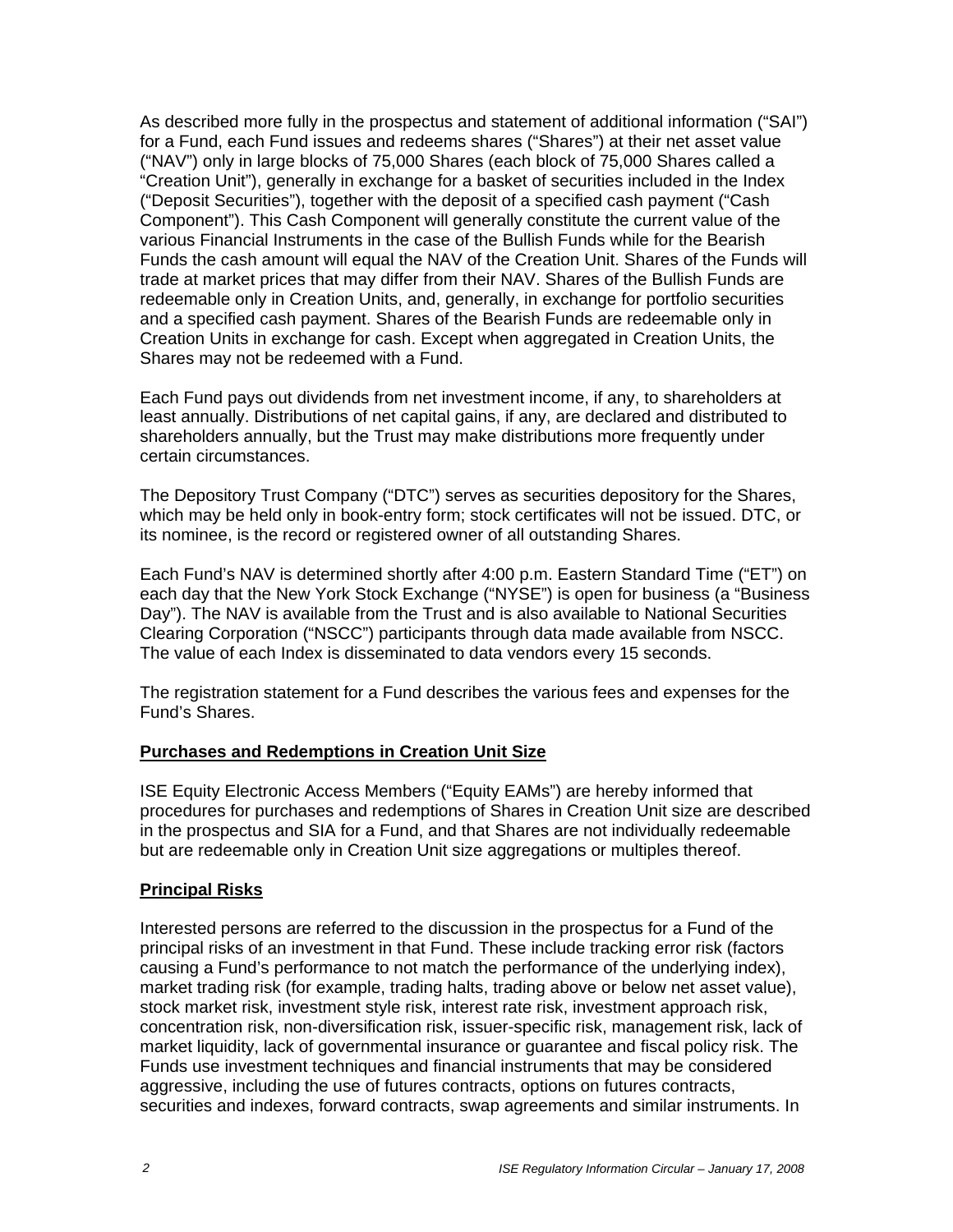As described more fully in the prospectus and statement of additional information ("SAI") for a Fund, each Fund issues and redeems shares ("Shares") at their net asset value ("NAV") only in large blocks of 75,000 Shares (each block of 75,000 Shares called a "Creation Unit"), generally in exchange for a basket of securities included in the Index ("Deposit Securities"), together with the deposit of a specified cash payment ("Cash Component"). This Cash Component will generally constitute the current value of the various Financial Instruments in the case of the Bullish Funds while for the Bearish Funds the cash amount will equal the NAV of the Creation Unit. Shares of the Funds will trade at market prices that may differ from their NAV. Shares of the Bullish Funds are redeemable only in Creation Units, and, generally, in exchange for portfolio securities and a specified cash payment. Shares of the Bearish Funds are redeemable only in Creation Units in exchange for cash. Except when aggregated in Creation Units, the Shares may not be redeemed with a Fund.

Each Fund pays out dividends from net investment income, if any, to shareholders at least annually. Distributions of net capital gains, if any, are declared and distributed to shareholders annually, but the Trust may make distributions more frequently under certain circumstances.

The Depository Trust Company ("DTC") serves as securities depository for the Shares, which may be held only in book-entry form; stock certificates will not be issued. DTC, or its nominee, is the record or registered owner of all outstanding Shares.

Each Fund's NAV is determined shortly after 4:00 p.m. Eastern Standard Time ("ET") on each day that the New York Stock Exchange ("NYSE") is open for business (a "Business Day"). The NAV is available from the Trust and is also available to National Securities Clearing Corporation ("NSCC") participants through data made available from NSCC. The value of each Index is disseminated to data vendors every 15 seconds.

The registration statement for a Fund describes the various fees and expenses for the Fund's Shares.

## Purchases and Redemptions in Creation Unit Size

ISE Equity Electronic Access Members ("Equity EAMs") are hereby informed that procedures for purchases and redemptions of Shares in Creation Unit size are described in the prospectus and SIA for a Fund, and that Shares are not individually redeemable but are redeemable only in Creation Unit size aggregations or multiples thereof.

## Principal Risks

Interested persons are referred to the discussion in the prospectus for a Fund of the principal risks of an investment in that Fund. These include tracking error risk (factors causing a Fund's performance to not match the performance of the underlying index), market trading risk (for example, trading halts, trading above or below net asset value), stock market risk, investment style risk, interest rate risk, investment approach risk, concentration risk, non-diversification risk, issuer-specific risk, management risk, lack of market liquidity, lack of governmental insurance or guarantee and fiscal policy risk. The Funds use investment techniques and financial instruments that may be considered aggressive, including the use of futures contracts, options on futures contracts, securities and indexes, forward contracts, swap agreements and similar instruments. In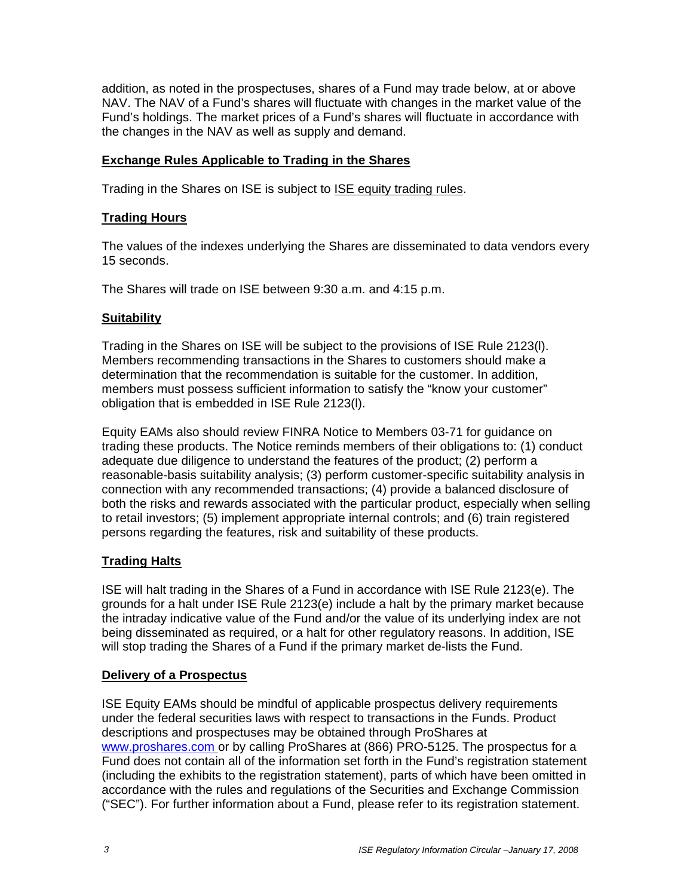addition, as noted in the prospectuses, shares of a Fund may trade below, at or above NAV. The NAV of a Fund's shares will fluctuate with changes in the market value of the Fund's holdings. The market prices of a Fund's shares will fluctuate in accordance with the changes in the NAV as well as supply and demand.

## Exchange Rules Applicable to Trading in the Shares

Trading in the Shares on ISE is subject to ISE equity trading rules.

## Trading Hours

The values of the indexes underlying the Shares are disseminated to data vendors every 15 seconds.

The Shares will trade on ISE between 9:30 a.m. and 4:15 p.m.

## Suitability

Trading in the Shares on ISE will be subject to the provisions of ISE Rule 2123(l). Members recommending transactions in the Shares to customers should make a determination that the recommendation is suitable for the customer. In addition, members must possess sufficient information to satisfy the "know your customer" obligation that is embedded in ISE Rule 2123(l).

Equity EAMs also should review FINRA Notice to Members 03-71 for guidance on trading these products. The Notice reminds members of their obligations to: (1) conduct adequate due diligence to understand the features of the product; (2) perform a reasonable-basis suitability analysis; (3) perform customer-specific suitability analysis in connection with any recommended transactions; (4) provide a balanced disclosure of both the risks and rewards associated with the particular product, especially when selling to retail investors; (5) implement appropriate internal controls; and (6) train registered persons regarding the features, risk and suitability of these products.

## Trading Halts

ISE will halt trading in the Shares of a Fund in accordance with ISE Rule 2123(e). The grounds for a halt under ISE Rule 2123(e) include a halt by the primary market because the intraday indicative value of the Fund and/or the value of its underlying index are not being disseminated as required, or a halt for other regulatory reasons. In addition, ISE will stop trading the Shares of a Fund if the primary market de-lists the Fund.

## Delivery of a Prospectus

ISE Equity EAMs should be mindful of applicable prospectus delivery requirements under the federal securities laws with respect to transactions in the Funds. Product descriptions and prospectuses may be obtained through ProShares at www.proshares.com or by calling ProShares at (866) PRO-5125. The prospectus for a Fund does not contain all of the information set forth in the Fund's registration statement (including the exhibits to the registration statement), parts of which have been omitted in accordance with the rules and regulations of the Securities and Exchange Commission ("SEC"). For further information about a Fund, please refer to its registration statement.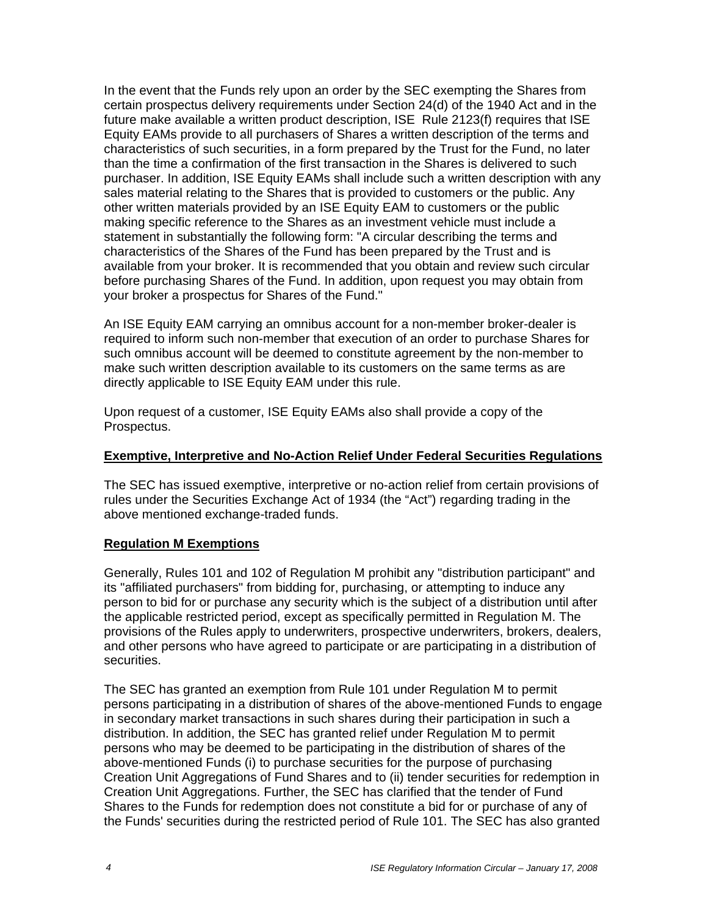In the event that the Funds rely upon an order by the SEC exempting the Shares from certain prospectus delivery requirements under Section 24(d) of the 1940 Act and in the future make available a written product description, ISE Rule 2123(f) requires that ISE Equity EAMs provide to all purchasers of Shares a written description of the terms and characteristics of such securities, in a form prepared by the Trust for the Fund, no later than the time a confirmation of the first transaction in the Shares is delivered to such purchaser. In addition, ISE Equity EAMs shall include such a written description with any sales material relating to the Shares that is provided to customers or the public. Any other written materials provided by an ISE Equity EAM to customers or the public making specific reference to the Shares as an investment vehicle must include a statement in substantially the following form: "A circular describing the terms and characteristics of the Shares of the Fund has been prepared by the Trust and is available from your broker. It is recommended that you obtain and review such circular before purchasing Shares of the Fund. In addition, upon request you may obtain from your broker a prospectus for Shares of the Fund."

An ISE Equity EAM carrying an omnibus account for a non-member broker-dealer is required to inform such non-member that execution of an order to purchase Shares for such omnibus account will be deemed to constitute agreement by the non-member to make such written description available to its customers on the same terms as are directly applicable to ISE Equity EAM under this rule.

Upon request of a customer, ISE Equity EAMs also shall provide a copy of the Prospectus.

## Exemptive, Interpretive and No-Action Relief Under Federal Securities Regulations

The SEC has issued exemptive, interpretive or no-action relief from certain provisions of rules under the Securities Exchange Act of 1934 (the "Act") regarding trading in the above mentioned exchange-traded funds.

## Regulation M Exemptions

Generally, Rules 101 and 102 of Regulation M prohibit any "distribution participant" and its "affiliated purchasers" from bidding for, purchasing, or attempting to induce any person to bid for or purchase any security which is the subject of a distribution until after the applicable restricted period, except as specifically permitted in Regulation M. The provisions of the Rules apply to underwriters, prospective underwriters, brokers, dealers, and other persons who have agreed to participate or are participating in a distribution of securities.

The SEC has granted an exemption from Rule 101 under Regulation M to permit persons participating in a distribution of shares of the above-mentioned Funds to engage in secondary market transactions in such shares during their participation in such a distribution. In addition, the SEC has granted relief under Regulation M to permit persons who may be deemed to be participating in the distribution of shares of the above-mentioned Funds (i) to purchase securities for the purpose of purchasing Creation Unit Aggregations of Fund Shares and to (ii) tender securities for redemption in Creation Unit Aggregations. Further, the SEC has clarified that the tender of Fund Shares to the Funds for redemption does not constitute a bid for or purchase of any of the Funds' securities during the restricted period of Rule 101. The SEC has also granted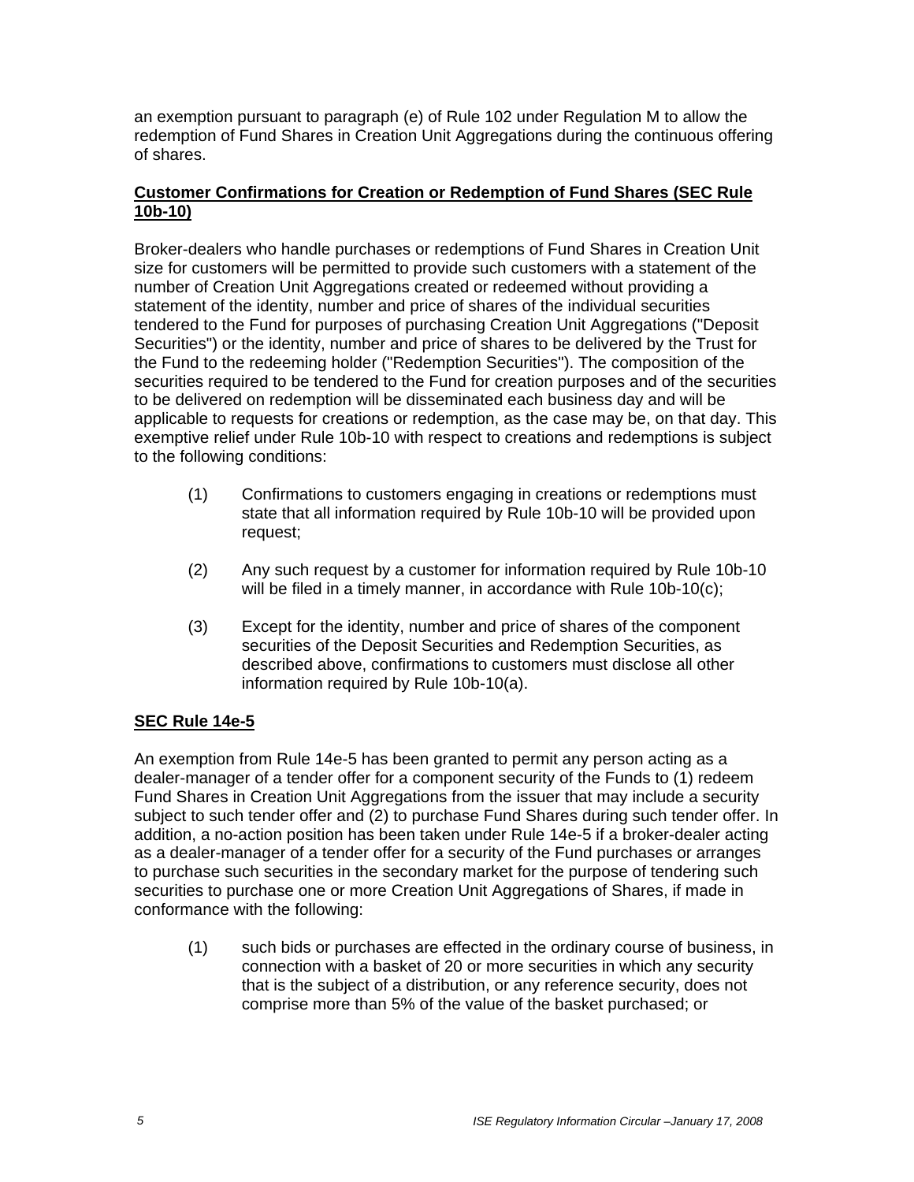an exemption pursuant to paragraph (e) of Rule 102 under Regulation M to allow the redemption of Fund Shares in Creation Unit Aggregations during the continuous offering of shares.

**Customer Confirmations for Creation or Redemption of Fund Shares (SEC Rule 10b-10)**

Broker-dealers who handle purchases or redemptions of Fund Shares in Creation Unit size for customers will be permitted to provide such customers with a statement of the number of Creation Unit Aggregations created or redeemed without providing a statement of the identity, number and price of shares of the individual securities tendered to the Fund for purposes of purchasing Creation Unit Aggregations ("Deposit Securities") or the identity, number and price of shares to be delivered by the Trust for the Fund to the redeeming holder ("Redemption Securities"). The composition of the securities required to be tendered to the Fund for creation purposes and of the securities to be delivered on redemption will be disseminated each business day and will be applicable to requests for creations or redemption, as the case may be, on that day. This exemptive relief under Rule 10b-10 with respect to creations and redemptions is subject to the following conditions:

(1) Confirmations to customers engaging in creations or redemptions must state that all information required by Rule 10b-10 will be provided upon request;

(2) Any such request by a customer for information required by Rule 10b-10 will be filed in a timely manner, in accordance with Rule 10b-10(c);

(3) Except for the identity, number and price of shares of the component securities of the Deposit Securities and Redemption Securities, as described above, confirmations to customers must disclose all other information required by Rule 10b-10(a).

**SEC Rule 14e-5**

An exemption from Rule 14e-5 has been granted to permit any person acting as a dealer-manager of a tender offer for a component security of the Funds to (1) redeem Fund Shares in Creation Unit Aggregations from the issuer that may include a security subject to such tender offer and (2) to purchase Fund Shares during such tender offer. In addition, a no-action position has been taken under Rule 14e-5 if a broker-dealer acting as a dealer-manager of a tender offer for a security of the Fund purchases or arranges to purchase such securities in the secondary market for the purpose of tendering such securities to purchase one or more Creation Unit Aggregations of Shares, if made in conformance with the following:

(1) such bids or purchases are effected in the ordinary course of business, in connection with a basket of 20 or more securities in which any security that is the subject of a distribution, or any reference security, does not comprise more than 5% of the value of the basket purchased; or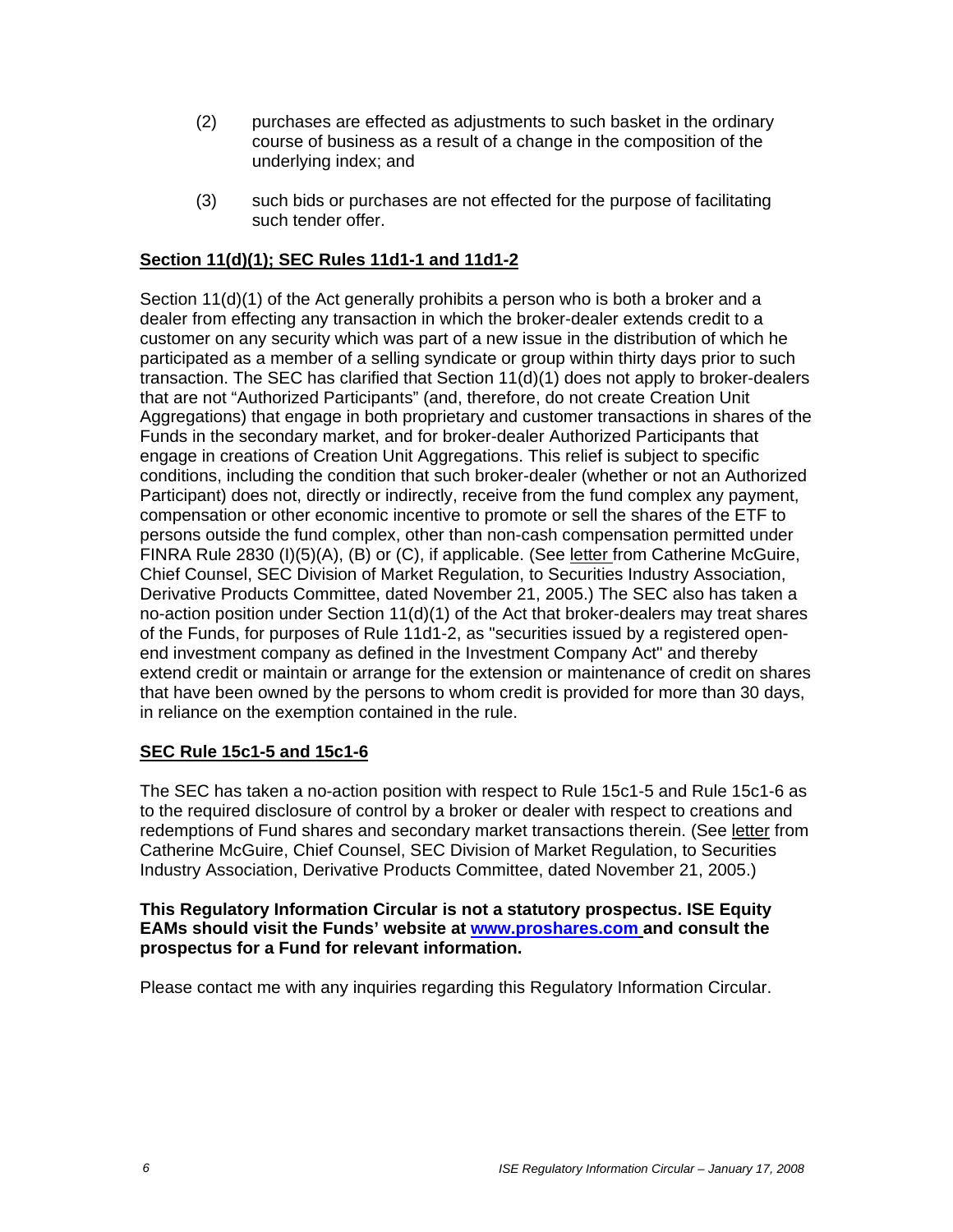(2) purchases are effected as adjustments to such basket in the ordinary course of business as a result of a change in the composition of the underlying index; and

(3) such bids or purchases are not effected for the purpose of facilitating such tender offer.

**Section 11(d)(1); SEC Rules 11d1-1 and 11d1-2**

Section 11(d)(1) of the Act generally prohibits a person who is both a broker and a dealer from effecting any transaction in which the broker-dealer extends credit to a customer on any security which was part of a new issue in the distribution of which he participated as a member of a selling syndicate or group within thirty days prior to such transaction. The SEC has clarified that Section 11(d)(1) does not apply to broker-dealers that are not "Authorized Participants" (and, therefore, do not create Creation Unit Aggregations) that engage in both proprietary and customer transactions in shares of the Funds in the secondary market, and for broker-dealer Authorized Participants that engage in creations of Creation Unit Aggregations. This relief is subject to specific conditions, including the condition that such broker-dealer (whether or not an Authorized Participant) does not, directly or indirectly, receive from the fund complex any payment, compensation or other economic incentive to promote or sell the shares of the ETF to persons outside the fund complex, other than non-cash compensation permitted under FINRA Rule 2830 (I)(5)(A), (B) or (C), if applicable. (See letter from Catherine McGuire, Chief Counsel, SEC Division of Market Regulation, to Securities Industry Association, Derivative Products Committee, dated November 21, 2005.) The SEC also has taken a no-action position under Section 11(d)(1) of the Act that broker-dealers may treat shares of the Funds, for purposes of Rule 11d1-2, as "securities issued by a registered open-end investment company as defined in the Investment Company Act" and thereby extend credit or maintain or arrange for the extension or maintenance of credit on shares that have been owned by the persons to whom credit is provided for more than 30 days, in reliance on the exemption contained in the rule.

**SEC Rule 15c1-5 and 15c1-6**

The SEC has taken a no-action position with respect to Rule 15c1-5 and Rule 15c1-6 as to the required disclosure of control by a broker or dealer with respect to creations and redemptions of Fund shares and secondary market transactions therein. (See letter from Catherine McGuire, Chief Counsel, SEC Division of Market Regulation, to Securities Industry Association, Derivative Products Committee, dated November 21, 2005.)

**This Regulatory Information Circular is not a statutory prospectus. ISE Equity EAMs should visit the Funds' website at [www.proshares.com](http://www.proshares.com) and consult the prospectus for a Fund for relevant information.**

Please contact me with any inquiries regarding this Regulatory Information Circular.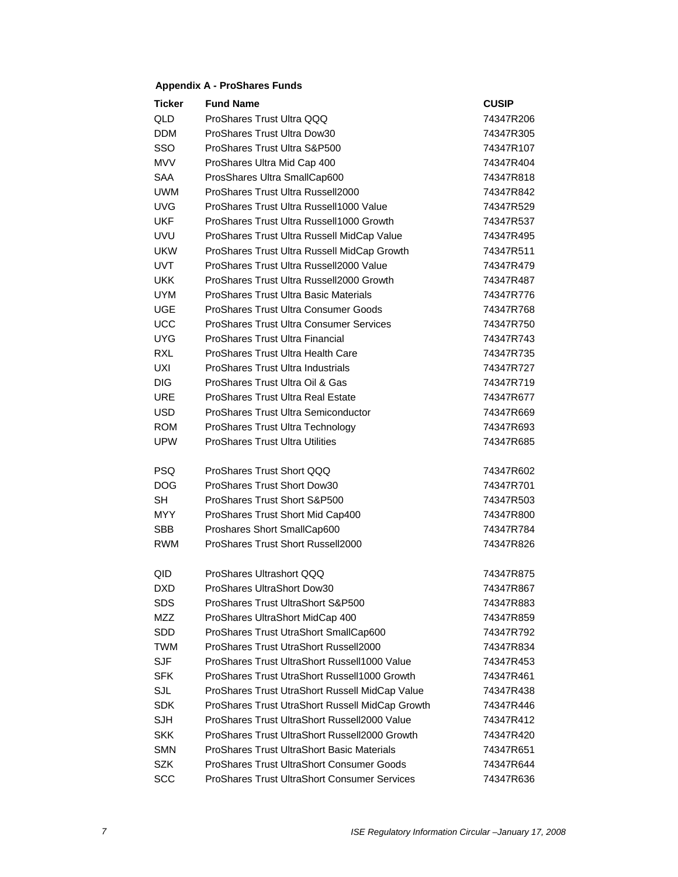**Appendix A - ProShares Funds**

| Ticker | Fund Name | CUSIP |
|---|---|---|
| QLD | ProShares Trust Ultra QQQ | 74347R206 |
| DDM | ProShares Trust Ultra Dow30 | 74347R305 |
| SSO | ProShares Trust Ultra S&P500 | 74347R107 |
| MVV | ProShares Ultra Mid Cap 400 | 74347R404 |
| SAA | ProsShares Ultra SmallCap600 | 74347R818 |
| UWM | ProShares Trust Ultra Russell2000 | 74347R842 |
| UVG | ProShares Trust Ultra Russell1000 Value | 74347R529 |
| UKF | ProShares Trust Ultra Russell1000 Growth | 74347R537 |
| UVU | ProShares Trust Ultra Russell MidCap Value | 74347R495 |
| UKW | ProShares Trust Ultra Russell MidCap Growth | 74347R511 |
| UVT | ProShares Trust Ultra Russell2000 Value | 74347R479 |
| UKK | ProShares Trust Ultra Russell2000 Growth | 74347R487 |
| UYM | ProShares Trust Ultra Basic Materials | 74347R776 |
| UGE | ProShares Trust Ultra Consumer Goods | 74347R768 |
| UCC | ProShares Trust Ultra Consumer Services | 74347R750 |
| UYG | ProShares Trust Ultra Financial | 74347R743 |
| RXL | ProShares Trust Ultra Health Care | 74347R735 |
| UXI | ProShares Trust Ultra Industrials | 74347R727 |
| DIG | ProShares Trust Ultra Oil & Gas | 74347R719 |
| URE | ProShares Trust Ultra Real Estate | 74347R677 |
| USD | ProShares Trust Ultra Semiconductor | 74347R669 |
| ROM | ProShares Trust Ultra Technology | 74347R693 |
| UPW | ProShares Trust Ultra Utilities | 74347R685 |
| | | |
| PSQ | ProShares Trust Short QQQ | 74347R602 |
| DOG | ProShares Trust Short Dow30 | 74347R701 |
| SH | ProShares Trust Short S&P500 | 74347R503 |
| MYY | ProShares Trust Short Mid Cap400 | 74347R800 |
| SBB | Proshares Short SmallCap600 | 74347R784 |
| RWM | ProShares Trust Short Russell2000 | 74347R826 |
| | | |
| QID | ProShares Ultrashort QQQ | 74347R875 |
| DXD | ProShares UltraShort Dow30 | 74347R867 |
| SDS | ProShares Trust UltraShort S&P500 | 74347R883 |
| MZZ | ProShares UltraShort MidCap 400 | 74347R859 |
| SDD | ProShares Trust UtraShort SmallCap600 | 74347R792 |
| TWM | ProShares Trust UtraShort Russell2000 | 74347R834 |
| SJF | ProShares Trust UltraShort Russell1000 Value | 74347R453 |
| SFK | ProShares Trust UltraShort Russell1000 Growth | 74347R461 |
| SJL | ProShares Trust UltraShort Russell MidCap Value | 74347R438 |
| SDK | ProShares Trust UltraShort Russell MidCap Growth | 74347R446 |
| SJH | ProShares Trust UltraShort Russell2000 Value | 74347R412 |
| SKK | ProShares Trust UltraShort Russell2000 Growth | 74347R420 |
| SMN | ProShares Trust UltraShort Basic Materials | 74347R651 |
| SZK | ProShares Trust UltraShort Consumer Goods | 74347R644 |
| SCC | ProShares Trust UltraShort Consumer Services | 74347R636 |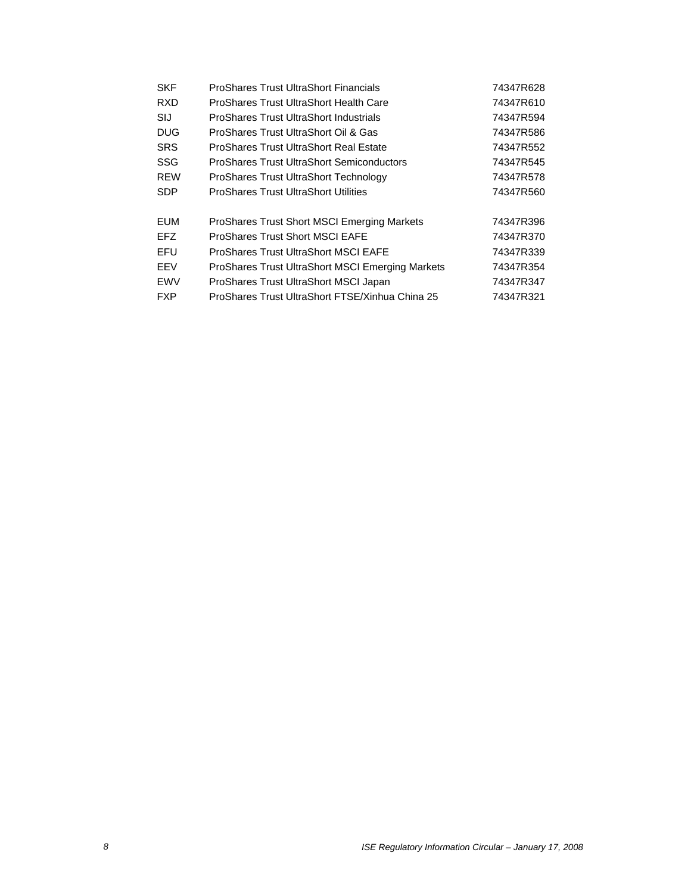| | | |
|---|---|---|
| SKF | ProShares Trust UltraShort Financials | 74347R628 |
| RXD | ProShares Trust UltraShort Health Care | 74347R610 |
| SIJ | ProShares Trust UltraShort Industrials | 74347R594 |
| DUG | ProShares Trust UltraShort Oil & Gas | 74347R586 |
| SRS | ProShares Trust UltraShort Real Estate | 74347R552 |
| SSG | ProShares Trust UltraShort Semiconductors | 74347R545 |
| REW | ProShares Trust UltraShort Technology | 74347R578 |
| SDP | ProShares Trust UltraShort Utilities | 74347R560 |
| | | |
| EUM | ProShares Trust Short MSCI Emerging Markets | 74347R396 |
| EFZ | ProShares Trust Short MSCI EAFE | 74347R370 |
| EFU | ProShares Trust UltraShort MSCI EAFE | 74347R339 |
| EEV | ProShares Trust UltraShort MSCI Emerging Markets | 74347R354 |
| EWV | ProShares Trust UltraShort MSCI Japan | 74347R347 |
| FXP | ProShares Trust UltraShort FTSE/Xinhua China 25 | 74347R321 |